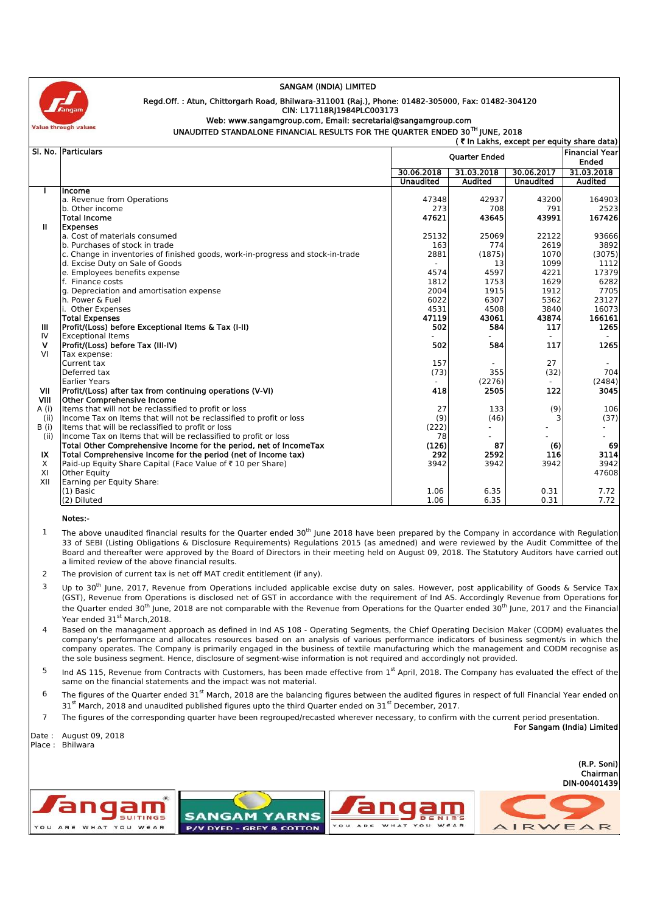# SANGAM (INDIA) LIMITED

Regd.Off. : Atun, Chittorgarh Road, Bhilwara-311001 (Raj.), Phone: 01482-305000, Fax: 01482-304120
CIN: L17118RJ1984PLC003173
Web: www.sangamgroup.com, Email: secretarial@sangamgroup.com

## UNAUDITED STANDALONE FINANCIAL RESULTS FOR THE QUARTER ENDED 30TH JUNE, 2018

(₹ In Lakhs, except per equity share data)

| Sl. No. | Particulars | Quarter Ended | | | Financial Year Ended |
|---|---|---|---|---|---|
| | | 30.06.2018 | 31.03.2018 | 30.06.2017 | 31.03.2018 |
| | | Unaudited | Audited | Unaudited | Audited |
| I | **Income** | | | | |
| | a. Revenue from Operations | 47348 | 42937 | 43200 | 164903 |
| | b. Other income | 273 | 708 | 791 | 2523 |
| | **Total Income** | **47621** | **43645** | **43991** | **167426** |
| II | **Expenses** | | | | |
| | a. Cost of materials consumed | 25132 | 25069 | 22122 | 93666 |
| | b. Purchases of stock in trade | 163 | 774 | 2619 | 3892 |
| | c. Change in inventories of finished goods, work-in-progress and stock-in-trade | 2881 | (1875) | 1070 | (3075) |
| | d. Excise Duty on Sale of Goods | - | 13 | 1099 | 1112 |
| | e. Employees benefits expense | 4574 | 4597 | 4221 | 17379 |
| | f. Finance costs | 1812 | 1753 | 1629 | 6282 |
| | g. Depreciation and amortisation expense | 2004 | 1915 | 1912 | 7705 |
| | h. Power & Fuel | 6022 | 6307 | 5362 | 23127 |
| | i. Other Expenses | 4531 | 4508 | 3840 | 16073 |
| | **Total Expenses** | **47119** | **43061** | **43874** | **166161** |
| III | **Profit/(Loss) before Exceptional Items & Tax (I-II)** | **502** | **584** | **117** | **1265** |
| IV | Exceptional Items | - | - | - | - |
| V | **Profit/(Loss) before Tax (III-IV)** | **502** | **584** | **117** | **1265** |
| VI | Tax expense: | | | | |
| | Current tax | 157 | - | 27 | - |
| | Deferred tax | (73) | 355 | (32) | 704 |
| | Earlier Years | - | (2276) | - | (2484) |
| VII | **Profit/(Loss) after tax from continuing operations (V-VI)** | **418** | **2505** | **122** | **3045** |
| VIII | **Other Comprehensive Income** | | | | |
| A (i) | Items that will not be reclassified to profit or loss | 27 | 133 | (9) | 106 |
| (ii) | Income Tax on Items that will not be reclassified to profit or loss | (9) | (46) | 3 | (37) |
| B (i) | Items that will be reclassified to profit or loss | (222) | - | - | - |
| (ii) | Income Tax on Items that will be reclassified to profit or loss | 78 | - | - | - |
| | **Total Other Comprehensive Income for the period, net of IncomeTax** | **(126)** | **87** | **(6)** | **69** |
| IX | **Total Comprehensive Income for the period (net of Income tax)** | **292** | **2592** | **116** | **3114** |
| X | Paid-up Equity Share Capital (Face Value of ₹ 10 per Share) | 3942 | 3942 | 3942 | 3942 |
| XI | Other Equity | | | | 47608 |
| XII | Earning per Equity Share: | | | | |
| | (1) Basic | 1.06 | 6.35 | 0.31 | 7.72 |
| | (2) Diluted | 1.06 | 6.35 | 0.31 | 7.72 |

**Notes:-**

1. The above unaudited financial results for the Quarter ended 30th June 2018 have been prepared by the Company in accordance with Regulation 33 of SEBI (Listing Obligations & Disclosure Requirements) Regulations 2015 (as amedned) and were reviewed by the Audit Committee of the Board and thereafter were approved by the Board of Directors in their meeting held on August 09, 2018. The Statutory Auditors have carried out a limited review of the above financial results.
2. The provision of current tax is net off MAT credit entitlement (if any).
3. Up to 30th June, 2017, Revenue from Operations included applicable excise duty on sales. However, post applicability of Goods & Service Tax (GST), Revenue from Operations is disclosed net of GST in accordance with the requirement of Ind AS. Accordingly Revenue from Operations for the Quarter ended 30th June, 2018 are not comparable with the Revenue from Operations for the Quarter ended 30th June, 2017 and the Financial Year ended 31st March,2018.
4. Based on the managament approach as defined in Ind AS 108 - Operating Segments, the Chief Operating Decision Maker (CODM) evaluates the company's performance and allocates resources based on an analysis of various performance indicators of business segment/s in which the company operates. The Company is primarily engaged in the business of textile manufacturing which the management and CODM recognise as the sole business segment. Hence, disclosure of segment-wise information is not required and accordingly not provided.
5. Ind AS 115, Revenue from Contracts with Customers, has been made effective from 1st April, 2018. The Company has evaluated the effect of the same on the financial statements and the impact was not material.
6. The figures of the Quarter ended 31st March, 2018 are the balancing figures between the audited figures in respect of full Financial Year ended on 31st March, 2018 and unaudited published figures upto the third Quarter ended on 31st December, 2017.
7. The figures of the corresponding quarter have been regrouped/recasted wherever necessary, to confirm with the current period presentation.

For Sangam (India) Limited

Date : August 09, 2018
Place : Bhilwara

(R.P. Soni)
Chairman
DIN-00401439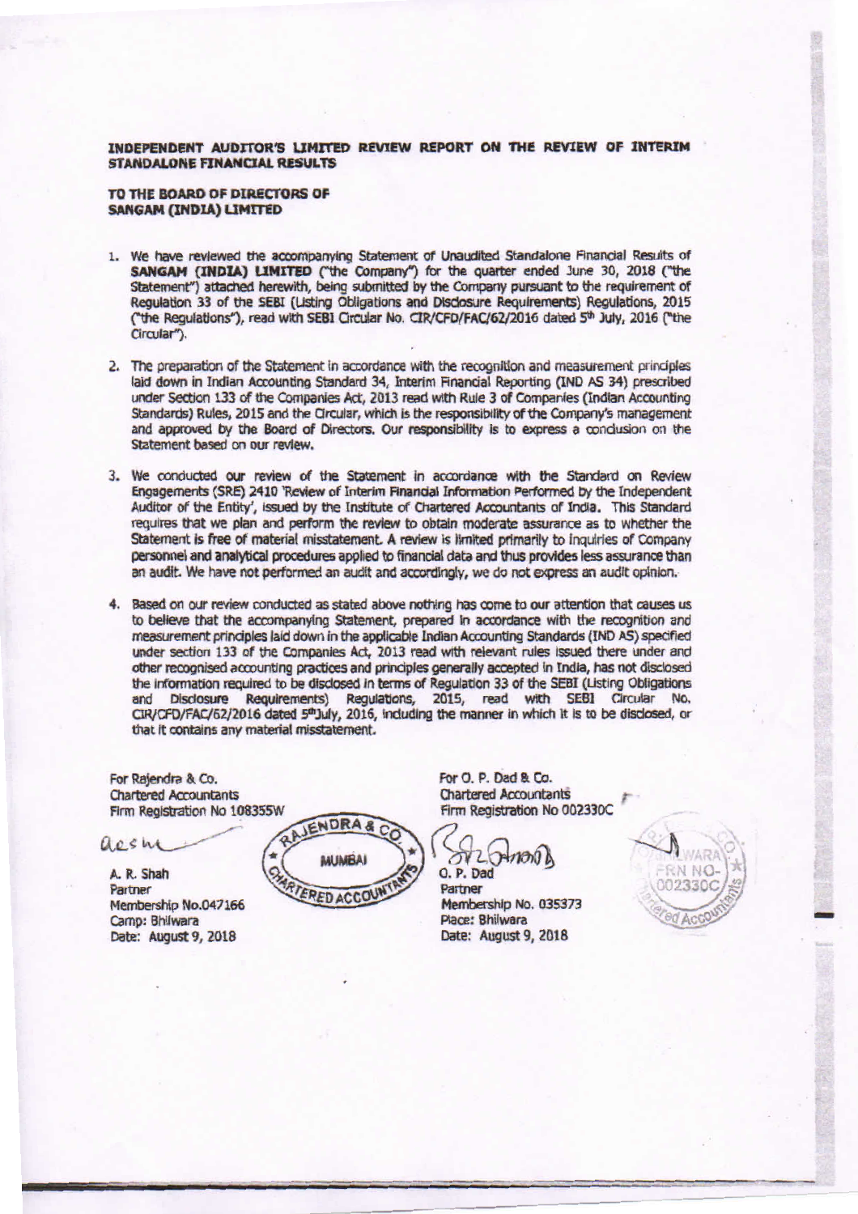**INDEPENDENT AUDITOR'S LIMITED REVIEW REPORT ON THE REVIEW OF INTERIM STANDALONE FINANCIAL RESULTS**

**TO THE BOARD OF DIRECTORS OF SANGAM (INDIA) LIMITED**

1. We have reviewed the accompanying Statement of Unaudited Standalone Financial Results of **SANGAM (INDIA) LIMITED** ("the Company") for the quarter ended June 30, 2018 ("the Statement") attached herewith, being submitted by the Company pursuant to the requirement of Regulation 33 of the SEBI (Listing Obligations and Disclosure Requirements) Regulations, 2015 ("the Regulations"), read with SEBI Circular No. CIR/CFD/FAC/62/2016 dated 5th July, 2016 ("the Circular").

2. The preparation of the Statement in accordance with the recognition and measurement principles laid down in Indian Accounting Standard 34, Interim Financial Reporting (IND AS 34) prescribed under Section 133 of the Companies Act, 2013 read with Rule 3 of Companies (Indian Accounting Standards) Rules, 2015 and the Circular, which is the responsibility of the Company's management and approved by the Board of Directors. Our responsibility is to express a conclusion on the Statement based on our review.

3. We conducted our review of the Statement in accordance with the Standard on Review Engagements (SRE) 2410 'Review of Interim Financial Information Performed by the Independent Auditor of the Entity', issued by the Institute of Chartered Accountants of India. This Standard requires that we plan and perform the review to obtain moderate assurance as to whether the Statement is free of material misstatement. A review is limited primarily to inquiries of Company personnel and analytical procedures applied to financial data and thus provides less assurance than an audit. We have not performed an audit and accordingly, we do not express an audit opinion.

4. Based on our review conducted as stated above nothing has come to our attention that causes us to believe that the accompanying Statement, prepared in accordance with the recognition and measurement principles laid down in the applicable Indian Accounting Standards (IND AS) specified under section 133 of the Companies Act, 2013 read with relevant rules issued there under and other recognised accounting practices and principles generally accepted in India, has not disclosed the information required to be disclosed in terms of Regulation 33 of the SEBI (Listing Obligations and Disclosure Requirements) Regulations, 2015, read with SEBI Circular No. CIR/CFD/FAC/62/2016 dated 5th July, 2016, including the manner in which it is to be disclosed, or that it contains any material misstatement.

For Rajendra & Co.
Chartered Accountants
Firm Registration No 108355W

A. R. Shah
Partner
Membership No.047166
Camp: Bhilwara
Date: August 9, 2018

For O. P. Dad & Co.
Chartered Accountants
Firm Registration No 002330C

O. P. Dad
Partner
Membership No. 035373
Place: Bhilwara
Date: August 9, 2018